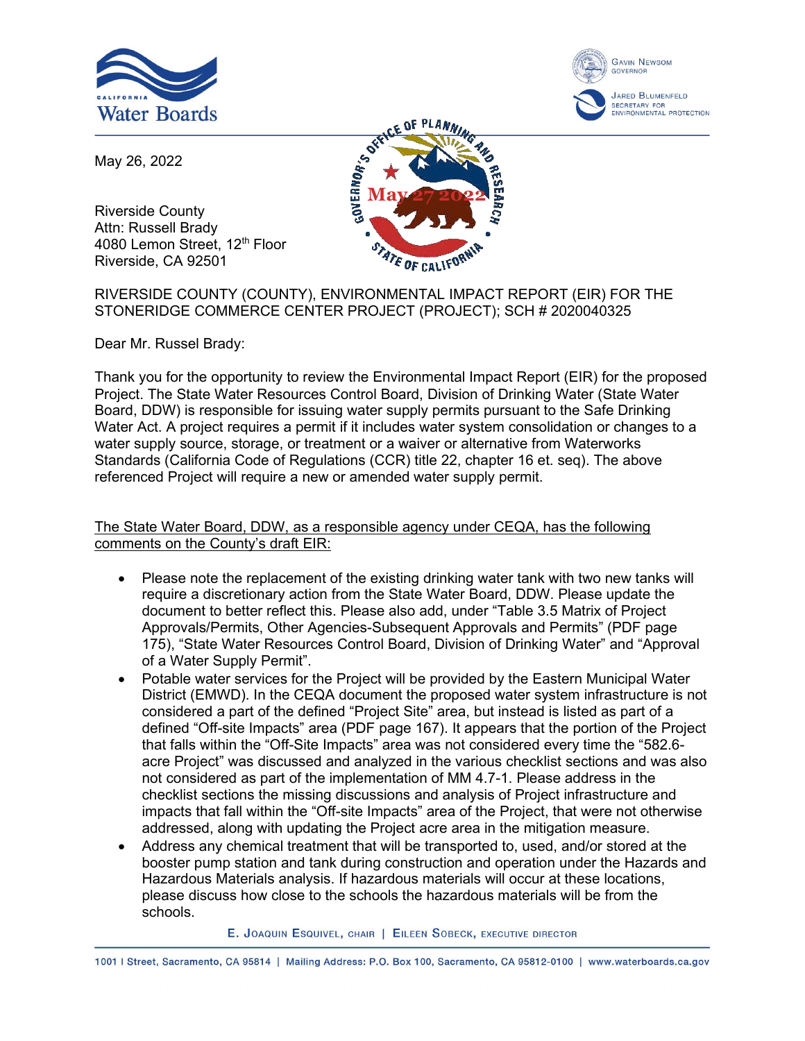May 26, 2022

Riverside County
Attn: Russell Brady
4080 Lemon Street, 12th Floor
Riverside, CA 92501

RIVERSIDE COUNTY (COUNTY), ENVIRONMENTAL IMPACT REPORT (EIR) FOR THE STONERIDGE COMMERCE CENTER PROJECT (PROJECT); SCH # 2020040325

Dear Mr. Russel Brady:

Thank you for the opportunity to review the Environmental Impact Report (EIR) for the proposed Project. The State Water Resources Control Board, Division of Drinking Water (State Water Board, DDW) is responsible for issuing water supply permits pursuant to the Safe Drinking Water Act. A project requires a permit if it includes water system consolidation or changes to a water supply source, storage, or treatment or a waiver or alternative from Waterworks Standards (California Code of Regulations (CCR) title 22, chapter 16 et. seq). The above referenced Project will require a new or amended water supply permit.

<u>The State Water Board, DDW, as a responsible agency under CEQA, has the following comments on the County's draft EIR:</u>

- Please note the replacement of the existing drinking water tank with two new tanks will require a discretionary action from the State Water Board, DDW. Please update the document to better reflect this. Please also add, under "Table 3.5 Matrix of Project Approvals/Permits, Other Agencies-Subsequent Approvals and Permits" (PDF page 175), "State Water Resources Control Board, Division of Drinking Water" and "Approval of a Water Supply Permit".
- Potable water services for the Project will be provided by the Eastern Municipal Water District (EMWD). In the CEQA document the proposed water system infrastructure is not considered a part of the defined "Project Site" area, but instead is listed as part of a defined "Off-site Impacts" area (PDF page 167). It appears that the portion of the Project that falls within the "Off-Site Impacts" area was not considered every time the "582.6-acre Project" was discussed and analyzed in the various checklist sections and was also not considered as part of the implementation of MM 4.7-1. Please address in the checklist sections the missing discussions and analysis of Project infrastructure and impacts that fall within the "Off-site Impacts" area of the Project, that were not otherwise addressed, along with updating the Project acre area in the mitigation measure.
- Address any chemical treatment that will be transported to, used, and/or stored at the booster pump station and tank during construction and operation under the Hazards and Hazardous Materials analysis. If hazardous materials will occur at these locations, please discuss how close to the schools the hazardous materials will be from the schools.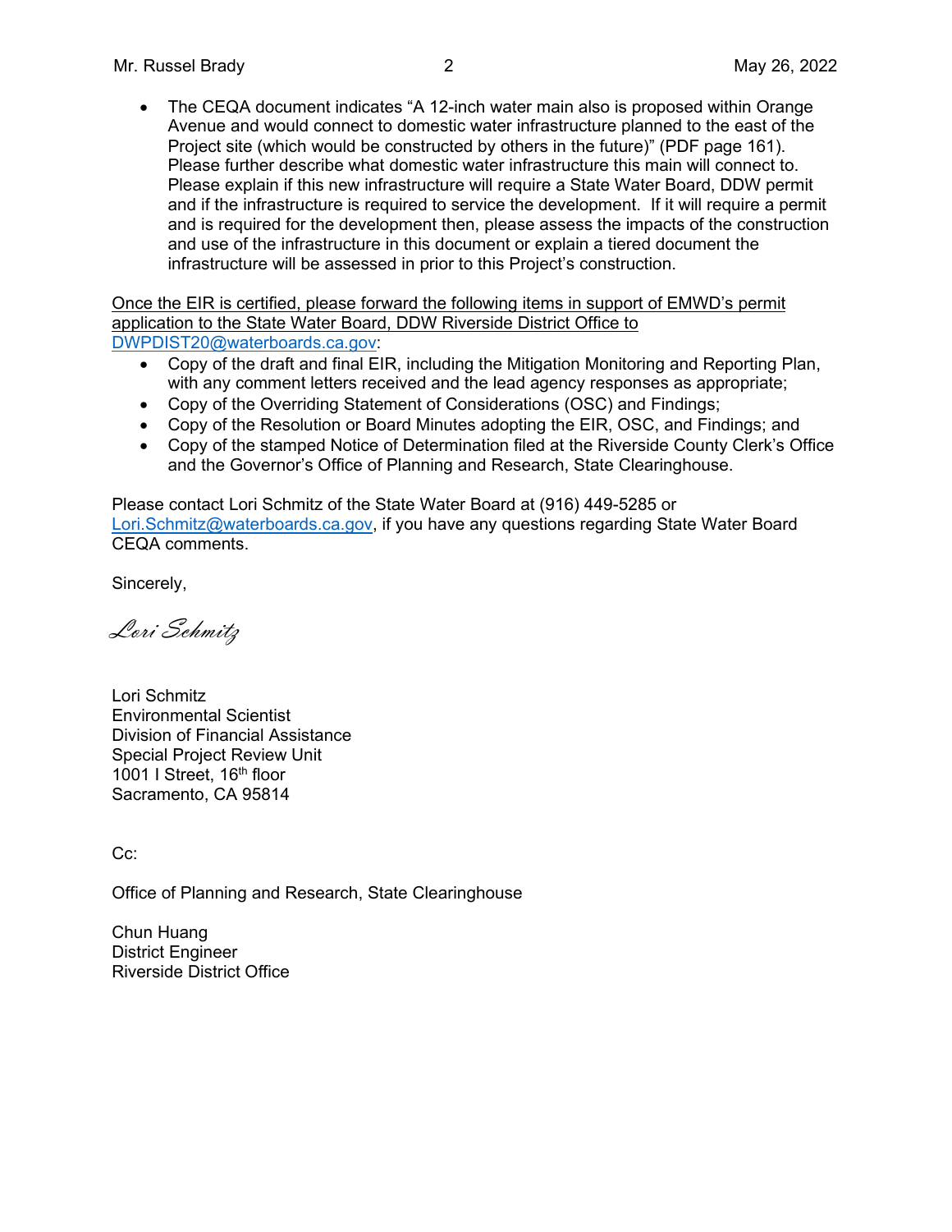- The CEQA document indicates "A 12-inch water main also is proposed within Orange Avenue and would connect to domestic water infrastructure planned to the east of the Project site (which would be constructed by others in the future)" (PDF page 161). Please further describe what domestic water infrastructure this main will connect to. Please explain if this new infrastructure will require a State Water Board, DDW permit and if the infrastructure is required to service the development. If it will require a permit and is required for the development then, please assess the impacts of the construction and use of the infrastructure in this document or explain a tiered document the infrastructure will be assessed in prior to this Project's construction.

<u>Once the EIR is certified, please forward the following items in support of EMWD's permit application to the State Water Board, DDW Riverside District Office to</u> DWPDIST20@waterboards.ca.gov:

- Copy of the draft and final EIR, including the Mitigation Monitoring and Reporting Plan, with any comment letters received and the lead agency responses as appropriate;
- Copy of the Overriding Statement of Considerations (OSC) and Findings;
- Copy of the Resolution or Board Minutes adopting the EIR, OSC, and Findings; and
- Copy of the stamped Notice of Determination filed at the Riverside County Clerk's Office and the Governor's Office of Planning and Research, State Clearinghouse.

Please contact Lori Schmitz of the State Water Board at (916) 449-5285 or Lori.Schmitz@waterboards.ca.gov, if you have any questions regarding State Water Board CEQA comments.

Sincerely,

*Lori Schmitz*

Lori Schmitz
Environmental Scientist
Division of Financial Assistance
Special Project Review Unit
1001 I Street, 16th floor
Sacramento, CA 95814

Cc:

Office of Planning and Research, State Clearinghouse

Chun Huang
District Engineer
Riverside District Office